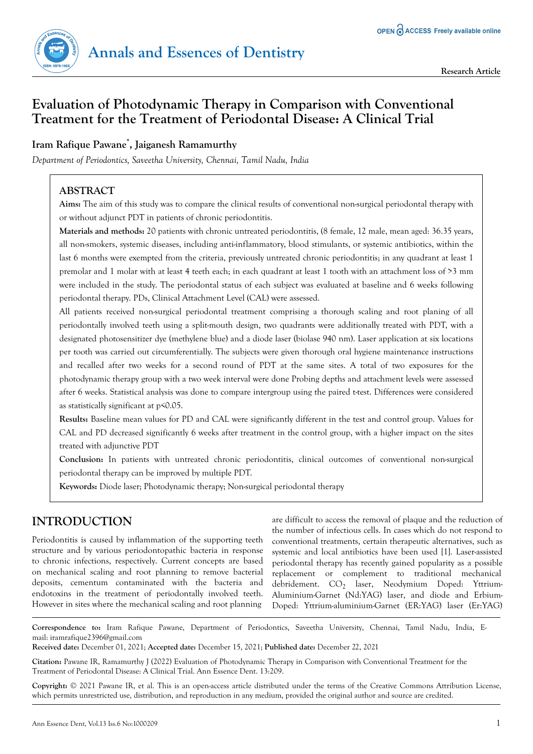# Evaluation of Photodynamic Therapy in Comparison with Conventional Treatment for the Treatment of Periodontal Disease: A Clinical Trial

**Iram Rafique Pawane*, Jaiganesh Ramamurthy**

*Department of Periodontics, Saveetha University, Chennai, Tamil Nadu, India*

## ABSTRACT

**Aims:** The aim of this study was to compare the clinical results of conventional non-surgical periodontal therapy with or without adjunct PDT in patients of chronic periodontitis.

**Materials and methods:** 20 patients with chronic untreated periodontitis, (8 female, 12 male, mean aged: 36.35 years, all non-smokers, systemic diseases, including anti-inflammatory, blood stimulants, or systemic antibiotics, within the last 6 months were exempted from the criteria, previously untreated chronic periodontitis; in any quadrant at least 1 premolar and 1 molar with at least 4 teeth each; in each quadrant at least 1 tooth with an attachment loss of >3 mm were included in the study. The periodontal status of each subject was evaluated at baseline and 6 weeks following periodontal therapy. PDs, Clinical Attachment Level (CAL) were assessed.

All patients received non-surgical periodontal treatment comprising a thorough scaling and root planing of all periodontally involved teeth using a split-mouth design, two quadrants were additionally treated with PDT, with a designated photosensitizer dye (methylene blue) and a diode laser (biolase 940 nm). Laser application at six locations per tooth was carried out circumferentially. The subjects were given thorough oral hygiene maintenance instructions and recalled after two weeks for a second round of PDT at the same sites. A total of two exposures for the photodynamic therapy group with a two week interval were done Probing depths and attachment levels were assessed after 6 weeks. Statistical analysis was done to compare intergroup using the paired t-test. Differences were considered as statistically significant at $p<0.05$.

**Results:** Baseline mean values for PD and CAL were significantly different in the test and control group. Values for CAL and PD decreased significantly 6 weeks after treatment in the control group, with a higher impact on the sites treated with adjunctive PDT

**Conclusion:** In patients with untreated chronic periodontitis, clinical outcomes of conventional non-surgical periodontal therapy can be improved by multiple PDT.

**Keywords:** Diode laser; Photodynamic therapy; Non-surgical periodontal therapy

## INTRODUCTION

Periodontitis is caused by inflammation of the supporting teeth structure and by various periodontopathic bacteria in response to chronic infections, respectively. Current concepts are based on mechanical scaling and root planning to remove bacterial deposits, cementum contaminated with the bacteria and endotoxins in the treatment of periodontally involved teeth. However in sites where the mechanical scaling and root planning are difficult to access the removal of plaque and the reduction of the number of infectious cells. In cases which do not respond to conventional treatments, certain therapeutic alternatives, such as systemic and local antibiotics have been used [1]. Laser-assisted periodontal therapy has recently gained popularity as a possible replacement or complement to traditional mechanical debridement. $CO_2$ laser, Neodymium Doped: Yttrium-Aluminium-Garnet (Nd:YAG) laser, and diode and Erbium-Doped: Yttrium-aluminium-Garnet (ER:YAG) laser (Er:YAG)

**Correspondence to:** Iram Rafique Pawane, Department of Periodontics, Saveetha University, Chennai, Tamil Nadu, India, E-mail: iramrafique2396@gmail.com

**Received date:** December 01, 2021; **Accepted date:** December 15, 2021; **Published date:** December 22, 2021

**Citation:** Pawane IR, Ramamurthy J (2022) Evaluation of Photodynamic Therapy in Comparison with Conventional Treatment for the Treatment of Periodontal Disease: A Clinical Trial. Ann Essence Dent. 13:209.

**Copyright:** © 2021 Pawane IR, et al. This is an open-access article distributed under the terms of the Creative Commons Attribution License, which permits unrestricted use, distribution, and reproduction in any medium, provided the original author and source are credited.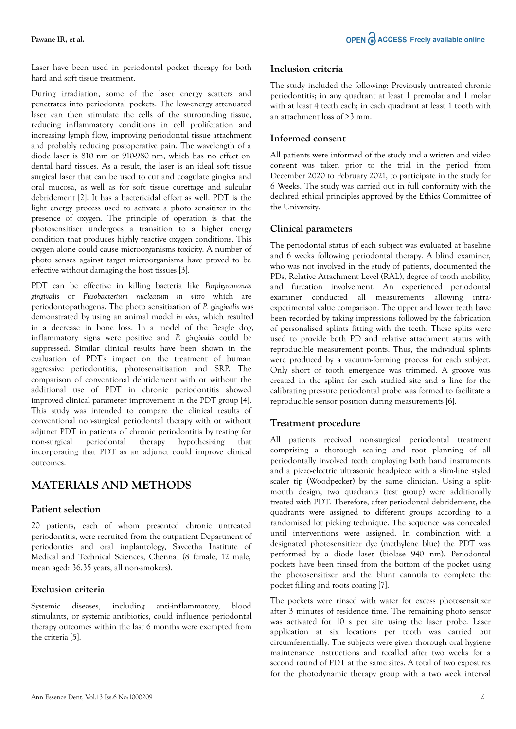Laser have been used in periodontal pocket therapy for both hard and soft tissue treatment.

During irradiation, some of the laser energy scatters and penetrates into periodontal pockets. The low-energy attenuated laser can then stimulate the cells of the surrounding tissue, reducing inflammatory conditions in cell proliferation and increasing lymph flow, improving periodontal tissue attachment and probably reducing postoperative pain. The wavelength of a diode laser is 810 nm or 910-980 nm, which has no effect on dental hard tissues. As a result, the laser is an ideal soft tissue surgical laser that can be used to cut and coagulate gingiva and oral mucosa, as well as for soft tissue curettage and sulcular debridement [2]. It has a bactericidal effect as well. PDT is the light energy process used to activate a photo sensitizer in the presence of oxygen. The principle of operation is that the photosensitizer undergoes a transition to a higher energy condition that produces highly reactive oxygen conditions. This oxygen alone could cause microorganisms toxicity. A number of photo senses against target microorganisms have proved to be effective without damaging the host tissues [3].

PDT can be effective in killing bacteria like *Porphyromonas gingivalis* or *Fusobacterium nucleatum in vitro* which are periodontopathogens. The photo sensitization of *P. gingivalis* was demonstrated by using an animal model *in vivo*, which resulted in a decrease in bone loss. In a model of the Beagle dog, inflammatory signs were positive and *P. gingivalis* could be suppressed. Similar clinical results have been shown in the evaluation of PDT's impact on the treatment of human aggressive periodontitis, photosensitisation and SRP. The comparison of conventional debridement with or without the additional use of PDT in chronic periodontitis showed improved clinical parameter improvement in the PDT group [4]. This study was intended to compare the clinical results of conventional non-surgical periodontal therapy with or without adjunct PDT in patients of chronic periodontitis by testing for non-surgical periodontal therapy hypothesizing that incorporating that PDT as an adjunct could improve clinical outcomes.

# MATERIALS AND METHODS

## Patient selection

20 patients, each of whom presented chronic untreated periodontitis, were recruited from the outpatient Department of periodontics and oral implantology, Saveetha Institute of Medical and Technical Sciences, Chennai (8 female, 12 male, mean aged: 36.35 years, all non-smokers).

## Exclusion criteria

Systemic diseases, including anti-inflammatory, blood stimulants, or systemic antibiotics, could influence periodontal therapy outcomes within the last 6 months were exempted from the criteria [5].

## Inclusion criteria

The study included the following: Previously untreated chronic periodontitis; in any quadrant at least 1 premolar and 1 molar with at least 4 teeth each; in each quadrant at least 1 tooth with an attachment loss of >3 mm.

## Informed consent

All patients were informed of the study and a written and video consent was taken prior to the trial in the period from December 2020 to February 2021, to participate in the study for 6 Weeks. The study was carried out in full conformity with the declared ethical principles approved by the Ethics Committee of the University.

## Clinical parameters

The periodontal status of each subject was evaluated at baseline and 6 weeks following periodontal therapy. A blind examiner, who was not involved in the study of patients, documented the PDs, Relative Attachment Level (RAL), degree of tooth mobility, and furcation involvement. An experienced periodontal examiner conducted all measurements allowing intra-experimental value comparison. The upper and lower teeth have been recorded by taking impressions followed by the fabrication of personalised splints fitting with the teeth. These splints were used to provide both PD and relative attachment status with reproducible measurement points. Thus, the individual splints were produced by a vacuum-forming process for each subject. Only short of tooth emergence was trimmed. A groove was created in the splint for each studied site and a line for the calibrating pressure periodontal probe was formed to facilitate a reproducible sensor position during measurements [6].

## Treatment procedure

All patients received non-surgical periodontal treatment comprising a thorough scaling and root planning of all periodontally involved teeth employing both hand instruments and a piezo-electric ultrasonic headpiece with a slim-line styled scaler tip (Woodpecker) by the same clinician. Using a split-mouth design, two quadrants (test group) were additionally treated with PDT. Therefore, after periodontal debridement, the quadrants were assigned to different groups according to a randomised lot picking technique. The sequence was concealed until interventions were assigned. In combination with a designated photosensitizer dye (methylene blue) the PDT was performed by a diode laser (biolase 940 nm). Periodontal pockets have been rinsed from the bottom of the pocket using the photosensitizer and the blunt cannula to complete the pocket filling and roots coating [7].

The pockets were rinsed with water for excess photosensitizer after 3 minutes of residence time. The remaining photo sensor was activated for 10 s per site using the laser probe. Laser application at six locations per tooth was carried out circumferentially. The subjects were given thorough oral hygiene maintenance instructions and recalled after two weeks for a second round of PDT at the same sites. A total of two exposures for the photodynamic therapy group with a two week interval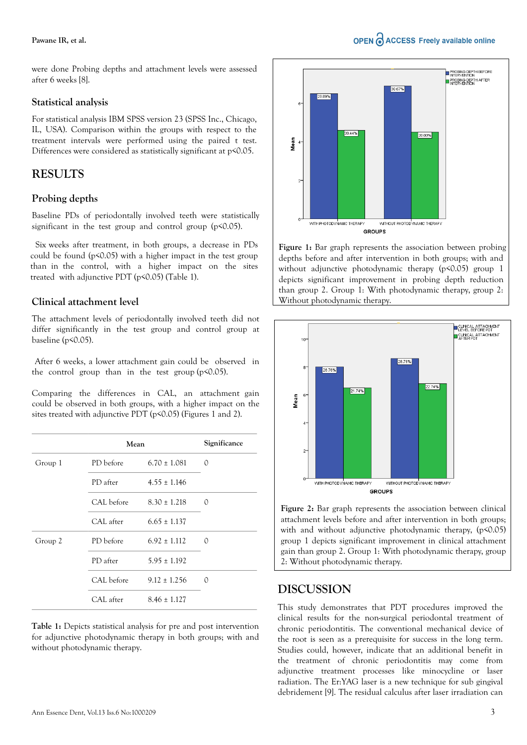were done Probing depths and attachment levels were assessed after 6 weeks [8].

### Statistical analysis

For statistical analysis IBM SPSS version 23 (SPSS Inc., Chicago, IL, USA). Comparison within the groups with respect to the treatment intervals were performed using the paired t test. Differences were considered as statistically significant at $p<0.05$.

## RESULTS

### Probing depths

Baseline PDs of periodontally involved teeth were statistically significant in the test group and control group ($p<0.05$).

Six weeks after treatment, in both groups, a decrease in PDs could be found ($p<0.05$) with a higher impact in the test group than in the control, with a higher impact on the sites treated with adjunctive PDT ($p<0.05$) (Table 1).

### Clinical attachment level

The attachment levels of periodontally involved teeth did not differ significantly in the test group and control group at baseline ($p<0.05$).

After 6 weeks, a lower attachment gain could be observed in the control group than in the test group ($p<0.05$).

Comparing the differences in CAL, an attachment gain could be observed in both groups, with a higher impact on the sites treated with adjunctive PDT ($p<0.05$) (Figures 1 and 2).

| | Mean | | Significance |
|---|---|---|---|
| Group 1 | PD before | 6.70 ± 1.081 | 0 |
| | PD after | 4.55 ± 1.146 | |
| | CAL before | 8.30 ± 1.218 | 0 |
| | CAL after | 6.65 ± 1.137 | |
| Group 2 | PD before | 6.92 ± 1.112 | 0 |
| | PD after | 5.95 ± 1.192 | |
| | CAL before | 9.12 ± 1.256 | 0 |
| | CAL after | 8.46 ± 1.127 | |

**Table 1:** Depicts statistical analysis for pre and post intervention for adjunctive photodynamic therapy in both groups; with and without photodynamic therapy.

**Figure 1:** Bar graph represents the association between probing depths before and after intervention in both groups; with and without adjunctive photodynamic therapy ($p<0.05$) group 1 depicts significant improvement in probing depth reduction than group 2. Group 1: With photodynamic therapy, group 2: Without photodynamic therapy.

**Figure 2:** Bar graph represents the association between clinical attachment levels before and after intervention in both groups; with and without adjunctive photodynamic therapy, ($p<0.05$) group 1 depicts significant improvement in clinical attachment gain than group 2. Group 1: With photodynamic therapy, group 2: Without photodynamic therapy.

## DISCUSSION

This study demonstrates that PDT procedures improved the clinical results for the non-surgical periodontal treatment of chronic periodontitis. The conventional mechanical device of the root is seen as a prerequisite for success in the long term. Studies could, however, indicate that an additional benefit in the treatment of chronic periodontitis may come from adjunctive treatment processes like minocycline or laser radiation. The Er:YAG laser is a new technique for sub gingival debridement [9]. The residual calculus after laser irradiation can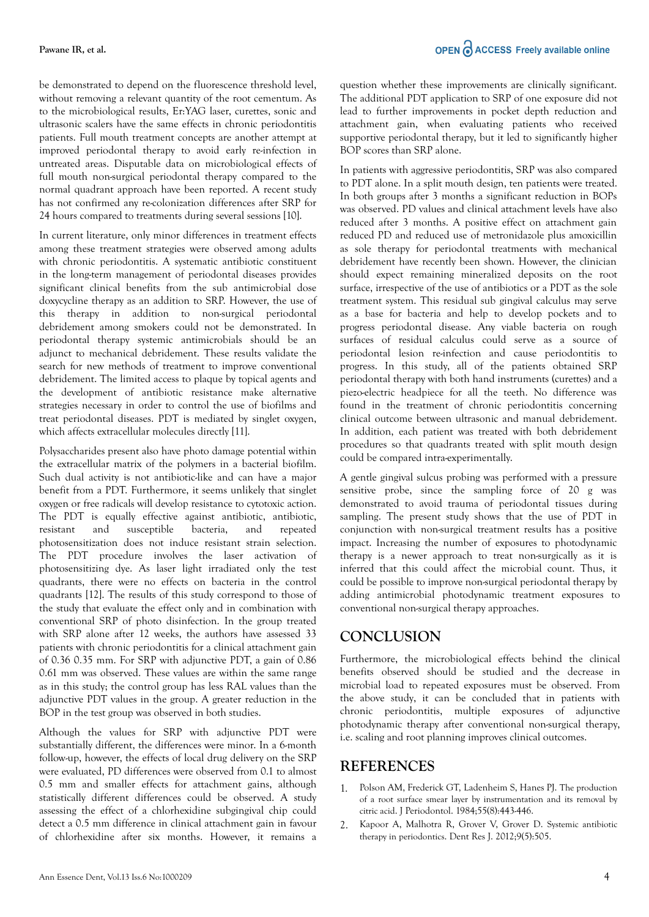be demonstrated to depend on the fluorescence threshold level, without removing a relevant quantity of the root cementum. As to the microbiological results, Er:YAG laser, curettes, sonic and ultrasonic scalers have the same effects in chronic periodontitis patients. Full mouth treatment concepts are another attempt at improved periodontal therapy to avoid early re-infection in untreated areas. Disputable data on microbiological effects of full mouth non-surgical periodontal therapy compared to the normal quadrant approach have been reported. A recent study has not confirmed any re-colonization differences after SRP for 24 hours compared to treatments during several sessions [10].

In current literature, only minor differences in treatment effects among these treatment strategies were observed among adults with chronic periodontitis. A systematic antibiotic constituent in the long-term management of periodontal diseases provides significant clinical benefits from the sub antimicrobial dose doxycycline therapy as an addition to SRP. However, the use of this therapy in addition to non-surgical periodontal debridement among smokers could not be demonstrated. In periodontal therapy systemic antimicrobials should be an adjunct to mechanical debridement. These results validate the search for new methods of treatment to improve conventional debridement. The limited access to plaque by topical agents and the development of antibiotic resistance make alternative strategies necessary in order to control the use of biofilms and treat periodontal diseases. PDT is mediated by singlet oxygen, which affects extracellular molecules directly [11].

Polysaccharides present also have photo damage potential within the extracellular matrix of the polymers in a bacterial biofilm. Such dual activity is not antibiotic-like and can have a major benefit from a PDT. Furthermore, it seems unlikely that singlet oxygen or free radicals will develop resistance to cytotoxic action. The PDT is equally effective against antibiotic, antibiotic, resistant and susceptible bacteria, and repeated photosensitization does not induce resistant strain selection. The PDT procedure involves the laser activation of photosensitizing dye. As laser light irradiated only the test quadrants, there were no effects on bacteria in the control quadrants [12]. The results of this study correspond to those of the study that evaluate the effect only and in combination with conventional SRP of photo disinfection. In the group treated with SRP alone after 12 weeks, the authors have assessed 33 patients with chronic periodontitis for a clinical attachment gain of 0.36 0.35 mm. For SRP with adjunctive PDT, a gain of 0.86 0.61 mm was observed. These values are within the same range as in this study; the control group has less RAL values than the adjunctive PDT values in the group. A greater reduction in the BOP in the test group was observed in both studies.

Although the values for SRP with adjunctive PDT were substantially different, the differences were minor. In a 6-month follow-up, however, the effects of local drug delivery on the SRP were evaluated, PD differences were observed from 0.1 to almost 0.5 mm and smaller effects for attachment gains, although statistically different differences could be observed. A study assessing the effect of a chlorhexidine subgingival chip could detect a 0.5 mm difference in clinical attachment gain in favour of chlorhexidine after six months. However, it remains a question whether these improvements are clinically significant. The additional PDT application to SRP of one exposure did not lead to further improvements in pocket depth reduction and attachment gain, when evaluating patients who received supportive periodontal therapy, but it led to significantly higher BOP scores than SRP alone.

In patients with aggressive periodontitis, SRP was also compared to PDT alone. In a split mouth design, ten patients were treated. In both groups after 3 months a significant reduction in BOPs was observed. PD values and clinical attachment levels have also reduced after 3 months. A positive effect on attachment gain reduced PD and reduced use of metronidazole plus amoxicillin as sole therapy for periodontal treatments with mechanical debridement have recently been shown. However, the clinician should expect remaining mineralized deposits on the root surface, irrespective of the use of antibiotics or a PDT as the sole treatment system. This residual sub gingival calculus may serve as a base for bacteria and help to develop pockets and to progress periodontal disease. Any viable bacteria on rough surfaces of residual calculus could serve as a source of periodontal lesion re-infection and cause periodontitis to progress. In this study, all of the patients obtained SRP periodontal therapy with both hand instruments (curettes) and a piezo-electric headpiece for all the teeth. No difference was found in the treatment of chronic periodontitis concerning clinical outcome between ultrasonic and manual debridement. In addition, each patient was treated with both debridement procedures so that quadrants treated with split mouth design could be compared intra-experimentally.

A gentle gingival sulcus probing was performed with a pressure sensitive probe, since the sampling force of 20 g was demonstrated to avoid trauma of periodontal tissues during sampling. The present study shows that the use of PDT in conjunction with non-surgical treatment results has a positive impact. Increasing the number of exposures to photodynamic therapy is a newer approach to treat non-surgically as it is inferred that this could affect the microbial count. Thus, it could be possible to improve non-surgical periodontal therapy by adding antimicrobial photodynamic treatment exposures to conventional non-surgical therapy approaches.

## CONCLUSION

Furthermore, the microbiological effects behind the clinical benefits observed should be studied and the decrease in microbial load to repeated exposures must be observed. From the above study, it can be concluded that in patients with chronic periodontitis, multiple exposures of adjunctive photodynamic therapy after conventional non-surgical therapy, i.e. scaling and root planning improves clinical outcomes.

## REFERENCES

1. Polson AM, Frederick GT, Ladenheim S, Hanes PJ. The production of a root surface smear layer by instrumentation and its removal by citric acid. J Periodontol. 1984;55(8):443-446.
2. Kapoor A, Malhotra R, Grover V, Grover D. Systemic antibiotic therapy in periodontics. Dent Res J. 2012;9(5):505.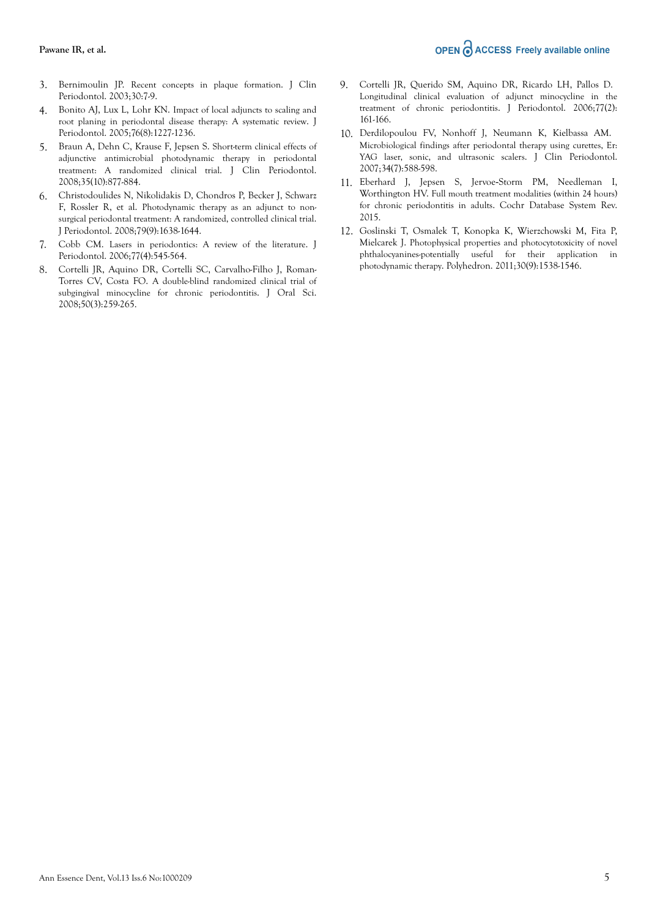3. Bernimoulin JP. Recent concepts in plaque formation. J Clin Periodontol. 2003;30:7-9.
4. Bonito AJ, Lux L, Lohr KN. Impact of local adjuncts to scaling and root planing in periodontal disease therapy: A systematic review. J Periodontol. 2005;76(8):1227-1236.
5. Braun A, Dehn C, Krause F, Jepsen S. Short-term clinical effects of adjunctive antimicrobial photodynamic therapy in periodontal treatment: A randomized clinical trial. J Clin Periodontol. 2008;35(10):877-884.
6. Christodoulides N, Nikolidakis D, Chondros P, Becker J, Schwarz F, Rossler R, et al. Photodynamic therapy as an adjunct to non-surgical periodontal treatment: A randomized, controlled clinical trial. J Periodontol. 2008;79(9):1638-1644.
7. Cobb CM. Lasers in periodontics: A review of the literature. J Periodontol. 2006;77(4):545-564.
8. Cortelli JR, Aquino DR, Cortelli SC, Carvalho-Filho J, Roman-Torres CV, Costa FO. A double-blind randomized clinical trial of subgingival minocycline for chronic periodontitis. J Oral Sci. 2008;50(3):259-265.
9. Cortelli JR, Querido SM, Aquino DR, Ricardo LH, Pallos D. Longitudinal clinical evaluation of adjunct minocycline in the treatment of chronic periodontitis. J Periodontol. 2006;77(2): 161-166.
10. Derdilopoulou FV, Nonhoff J, Neumann K, Kielbassa AM. Microbiological findings after periodontal therapy using curettes, Er: YAG laser, sonic, and ultrasonic scalers. J Clin Periodontol. 2007;34(7):588-598.
11. Eberhard J, Jepsen S, Jervoe-Storm PM, Needleman I, Worthington HV. Full mouth treatment modalities (within 24 hours) for chronic periodontitis in adults. Cochr Database System Rev. 2015.
12. Goslinski T, Osmalek T, Konopka K, Wierzchowski M, Fita P, Mielcarek J. Photophysical properties and photocytotoxicity of novel phthalocyanines-potentially useful for their application in photodynamic therapy. Polyhedron. 2011;30(9):1538-1546.